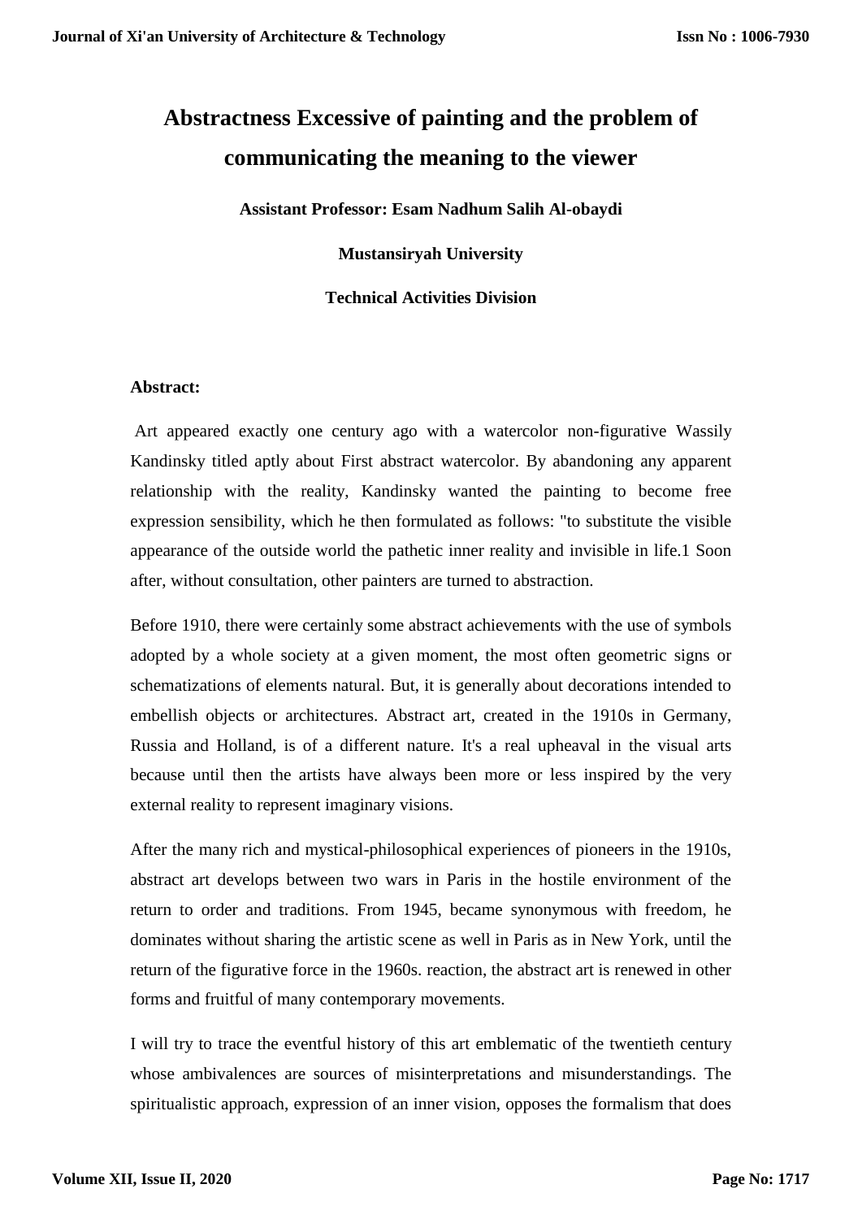# Abstractness Excessive of painting and the problem of communicating the meaning to the viewer

**Assistant Professor: Esam Nadhum Salih Al-obaydi**

**Mustansiryah University**

**Technical Activities Division**

**Abstract:**

Art appeared exactly one century ago with a watercolor non-figurative Wassily Kandinsky titled aptly about First abstract watercolor. By abandoning any apparent relationship with the reality, Kandinsky wanted the painting to become free expression sensibility, which he then formulated as follows: "to substitute the visible appearance of the outside world the pathetic inner reality and invisible in life.1 Soon after, without consultation, other painters are turned to abstraction.

Before 1910, there were certainly some abstract achievements with the use of symbols adopted by a whole society at a given moment, the most often geometric signs or schematizations of elements natural. But, it is generally about decorations intended to embellish objects or architectures. Abstract art, created in the 1910s in Germany, Russia and Holland, is of a different nature. It's a real upheaval in the visual arts because until then the artists have always been more or less inspired by the very external reality to represent imaginary visions.

After the many rich and mystical-philosophical experiences of pioneers in the 1910s, abstract art develops between two wars in Paris in the hostile environment of the return to order and traditions. From 1945, became synonymous with freedom, he dominates without sharing the artistic scene as well in Paris as in New York, until the return of the figurative force in the 1960s. reaction, the abstract art is renewed in other forms and fruitful of many contemporary movements.

I will try to trace the eventful history of this art emblematic of the twentieth century whose ambivalences are sources of misinterpretations and misunderstandings. The spiritualistic approach, expression of an inner vision, opposes the formalism that does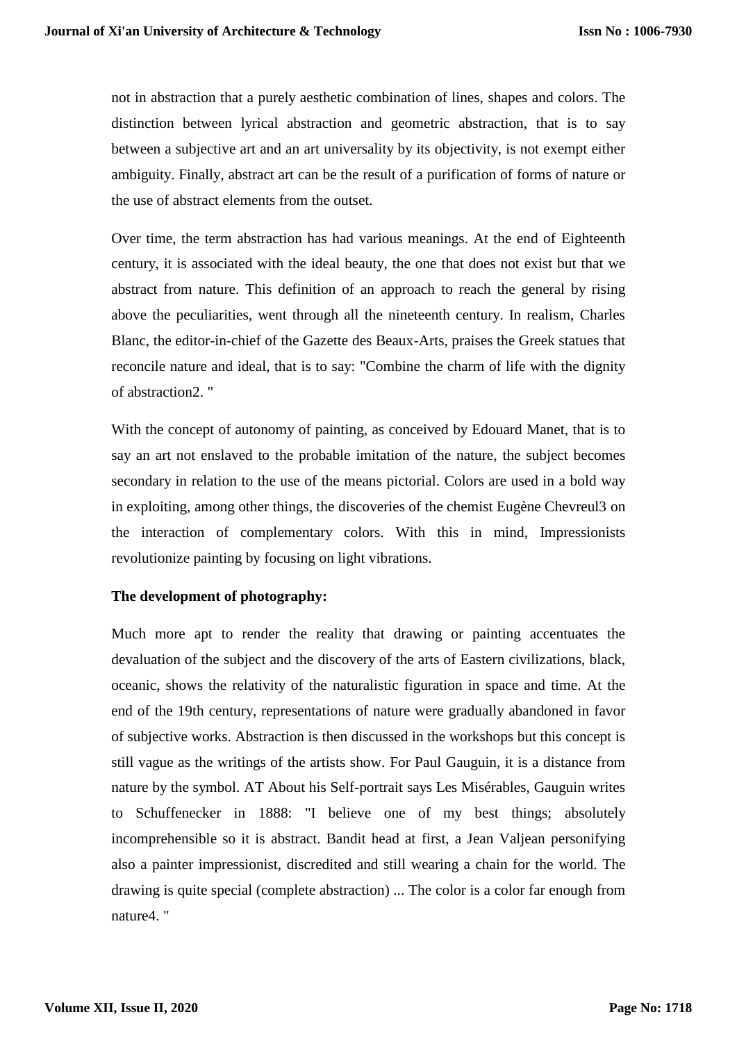not in abstraction that a purely aesthetic combination of lines, shapes and colors. The distinction between lyrical abstraction and geometric abstraction, that is to say between a subjective art and an art universality by its objectivity, is not exempt either ambiguity. Finally, abstract art can be the result of a purification of forms of nature or the use of abstract elements from the outset.

Over time, the term abstraction has had various meanings. At the end of Eighteenth century, it is associated with the ideal beauty, the one that does not exist but that we abstract from nature. This definition of an approach to reach the general by rising above the peculiarities, went through all the nineteenth century. In realism, Charles Blanc, the editor-in-chief of the Gazette des Beaux-Arts, praises the Greek statues that reconcile nature and ideal, that is to say: "Combine the charm of life with the dignity of abstraction[2]. "

With the concept of autonomy of painting, as conceived by Edouard Manet, that is to say an art not enslaved to the probable imitation of the nature, the subject becomes secondary in relation to the use of the means pictorial. Colors are used in a bold way in exploiting, among other things, the discoveries of the chemist Eugène Chevreul[3] on the interaction of complementary colors. With this in mind, Impressionists revolutionize painting by focusing on light vibrations.

**The development of photography:**

Much more apt to render the reality that drawing or painting accentuates the devaluation of the subject and the discovery of the arts of Eastern civilizations, black, oceanic, shows the relativity of the naturalistic figuration in space and time. At the end of the 19th century, representations of nature were gradually abandoned in favor of subjective works. Abstraction is then discussed in the workshops but this concept is still vague as the writings of the artists show. For Paul Gauguin, it is a distance from nature by the symbol. AT About his Self-portrait says Les Misérables, Gauguin writes to Schuffenecker in 1888: "I believe one of my best things; absolutely incomprehensible so it is abstract. Bandit head at first, a Jean Valjean personifying also a painter impressionist, discredited and still wearing a chain for the world. The drawing is quite special (complete abstraction) ... The color is a color far enough from nature[4]. "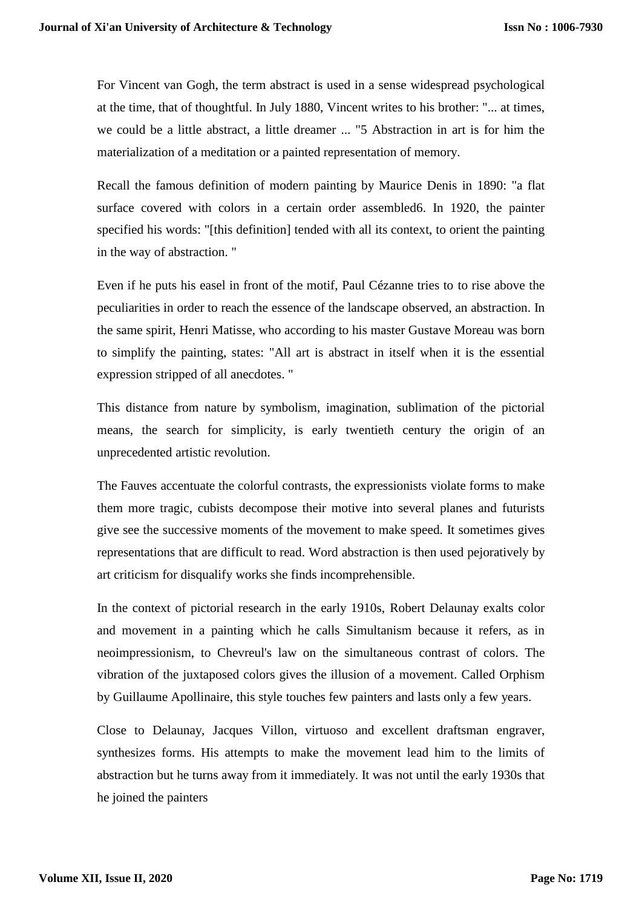For Vincent van Gogh, the term abstract is used in a sense widespread psychological at the time, that of thoughtful. In July 1880, Vincent writes to his brother: "... at times, we could be a little abstract, a little dreamer ... "5 Abstraction in art is for him the materialization of a meditation or a painted representation of memory.

Recall the famous definition of modern painting by Maurice Denis in 1890: "a flat surface covered with colors in a certain order assembled6. In 1920, the painter specified his words: "[this definition] tended with all its context, to orient the painting in the way of abstraction. "

Even if he puts his easel in front of the motif, Paul Cézanne tries to to rise above the peculiarities in order to reach the essence of the landscape observed, an abstraction. In the same spirit, Henri Matisse, who according to his master Gustave Moreau was born to simplify the painting, states: "All art is abstract in itself when it is the essential expression stripped of all anecdotes. "

This distance from nature by symbolism, imagination, sublimation of the pictorial means, the search for simplicity, is early twentieth century the origin of an unprecedented artistic revolution.

The Fauves accentuate the colorful contrasts, the expressionists violate forms to make them more tragic, cubists decompose their motive into several planes and futurists give see the successive moments of the movement to make speed. It sometimes gives representations that are difficult to read. Word abstraction is then used pejoratively by art criticism for disqualify works she finds incomprehensible.

In the context of pictorial research in the early 1910s, Robert Delaunay exalts color and movement in a painting which he calls Simultanism because it refers, as in neoimpressionism, to Chevreul's law on the simultaneous contrast of colors. The vibration of the juxtaposed colors gives the illusion of a movement. Called Orphism by Guillaume Apollinaire, this style touches few painters and lasts only a few years.

Close to Delaunay, Jacques Villon, virtuoso and excellent draftsman engraver, synthesizes forms. His attempts to make the movement lead him to the limits of abstraction but he turns away from it immediately. It was not until the early 1930s that he joined the painters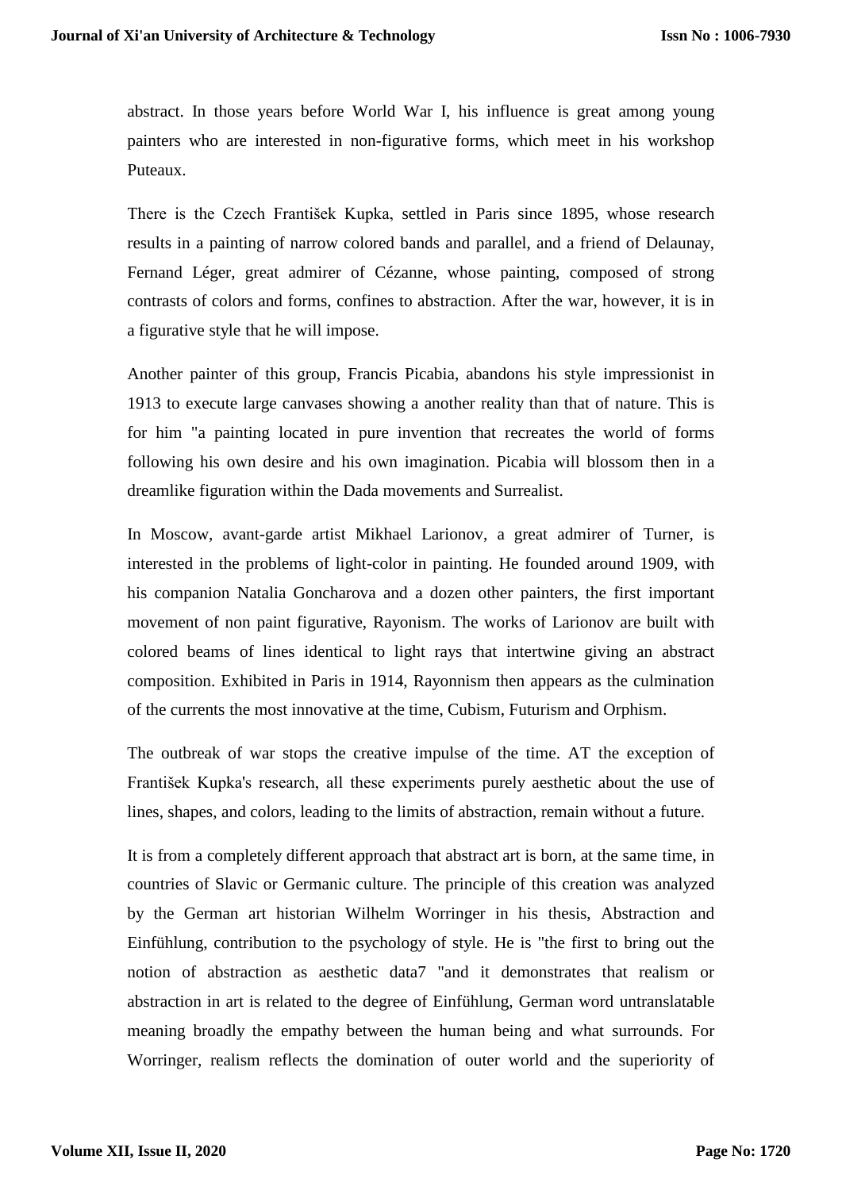abstract. In those years before World War I, his influence is great among young painters who are interested in non-figurative forms, which meet in his workshop Puteaux.

There is the Czech František Kupka, settled in Paris since 1895, whose research results in a painting of narrow colored bands and parallel, and a friend of Delaunay, Fernand Léger, great admirer of Cézanne, whose painting, composed of strong contrasts of colors and forms, confines to abstraction. After the war, however, it is in a figurative style that he will impose.

Another painter of this group, Francis Picabia, abandons his style impressionist in 1913 to execute large canvases showing a another reality than that of nature. This is for him "a painting located in pure invention that recreates the world of forms following his own desire and his own imagination. Picabia will blossom then in a dreamlike figuration within the Dada movements and Surrealist.

In Moscow, avant-garde artist Mikhael Larionov, a great admirer of Turner, is interested in the problems of light-color in painting. He founded around 1909, with his companion Natalia Goncharova and a dozen other painters, the first important movement of non paint figurative, Rayonism. The works of Larionov are built with colored beams of lines identical to light rays that intertwine giving an abstract composition. Exhibited in Paris in 1914, Rayonnism then appears as the culmination of the currents the most innovative at the time, Cubism, Futurism and Orphism.

The outbreak of war stops the creative impulse of the time. AT the exception of František Kupka's research, all these experiments purely aesthetic about the use of lines, shapes, and colors, leading to the limits of abstraction, remain without a future.

It is from a completely different approach that abstract art is born, at the same time, in countries of Slavic or Germanic culture. The principle of this creation was analyzed by the German art historian Wilhelm Worringer in his thesis, Abstraction and Einfühlung, contribution to the psychology of style. He is "the first to bring out the notion of abstraction as aesthetic data7 "and it demonstrates that realism or abstraction in art is related to the degree of Einfühlung, German word untranslatable meaning broadly the empathy between the human being and what surrounds. For Worringer, realism reflects the domination of outer world and the superiority of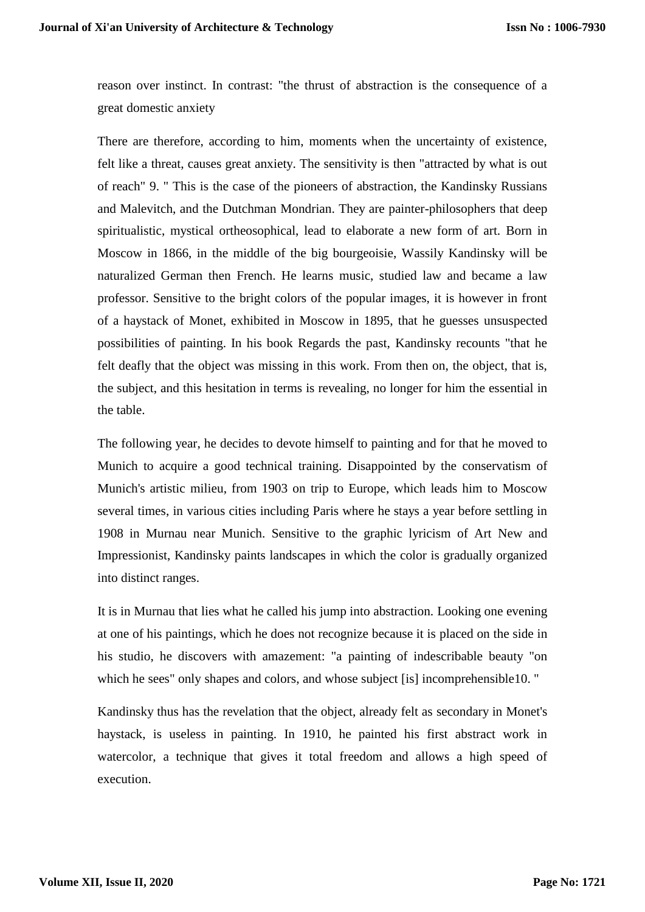reason over instinct. In contrast: "the thrust of abstraction is the consequence of a great domestic anxiety

There are therefore, according to him, moments when the uncertainty of existence, felt like a threat, causes great anxiety. The sensitivity is then "attracted by what is out of reach" 9. " This is the case of the pioneers of abstraction, the Kandinsky Russians and Malevitch, and the Dutchman Mondrian. They are painter-philosophers that deep spiritualistic, mystical ortheosophical, lead to elaborate a new form of art. Born in Moscow in 1866, in the middle of the big bourgeoisie, Wassily Kandinsky will be naturalized German then French. He learns music, studied law and became a law professor. Sensitive to the bright colors of the popular images, it is however in front of a haystack of Monet, exhibited in Moscow in 1895, that he guesses unsuspected possibilities of painting. In his book Regards the past, Kandinsky recounts "that he felt deafly that the object was missing in this work. From then on, the object, that is, the subject, and this hesitation in terms is revealing, no longer for him the essential in the table.

The following year, he decides to devote himself to painting and for that he moved to Munich to acquire a good technical training. Disappointed by the conservatism of Munich's artistic milieu, from 1903 on trip to Europe, which leads him to Moscow several times, in various cities including Paris where he stays a year before settling in 1908 in Murnau near Munich. Sensitive to the graphic lyricism of Art New and Impressionist, Kandinsky paints landscapes in which the color is gradually organized into distinct ranges.

It is in Murnau that lies what he called his jump into abstraction. Looking one evening at one of his paintings, which he does not recognize because it is placed on the side in his studio, he discovers with amazement: "a painting of indescribable beauty "on which he sees" only shapes and colors, and whose subject [is] incomprehensible10. "

Kandinsky thus has the revelation that the object, already felt as secondary in Monet's haystack, is useless in painting. In 1910, he painted his first abstract work in watercolor, a technique that gives it total freedom and allows a high speed of execution.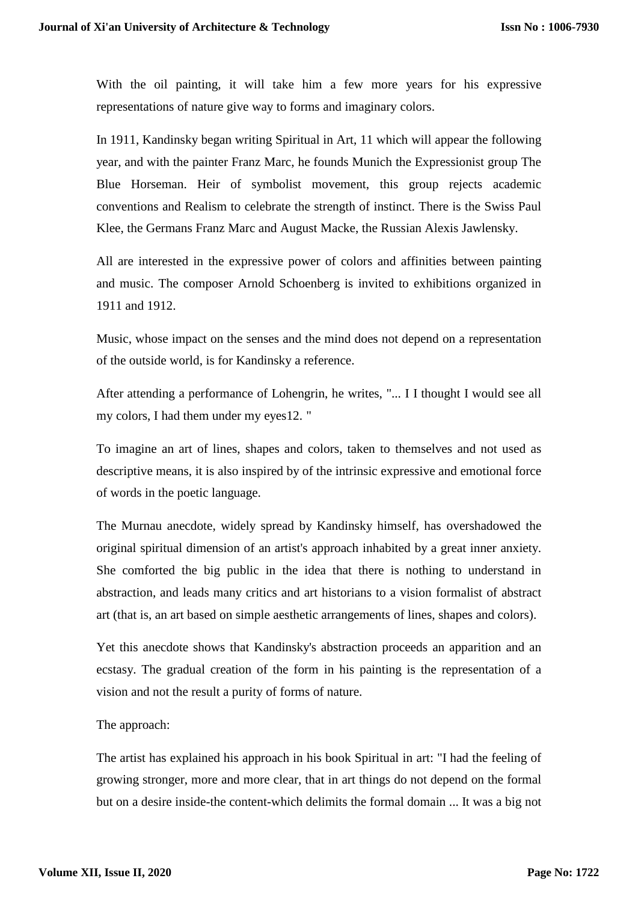With the oil painting, it will take him a few more years for his expressive representations of nature give way to forms and imaginary colors.

In 1911, Kandinsky began writing Spiritual in Art, 11 which will appear the following year, and with the painter Franz Marc, he founds Munich the Expressionist group The Blue Horseman. Heir of symbolist movement, this group rejects academic conventions and Realism to celebrate the strength of instinct. There is the Swiss Paul Klee, the Germans Franz Marc and August Macke, the Russian Alexis Jawlensky.

All are interested in the expressive power of colors and affinities between painting and music. The composer Arnold Schoenberg is invited to exhibitions organized in 1911 and 1912.

Music, whose impact on the senses and the mind does not depend on a representation of the outside world, is for Kandinsky a reference.

After attending a performance of Lohengrin, he writes, "... I I thought I would see all my colors, I had them under my eyes12. "

To imagine an art of lines, shapes and colors, taken to themselves and not used as descriptive means, it is also inspired by of the intrinsic expressive and emotional force of words in the poetic language.

The Murnau anecdote, widely spread by Kandinsky himself, has overshadowed the original spiritual dimension of an artist's approach inhabited by a great inner anxiety. She comforted the big public in the idea that there is nothing to understand in abstraction, and leads many critics and art historians to a vision formalist of abstract art (that is, an art based on simple aesthetic arrangements of lines, shapes and colors).

Yet this anecdote shows that Kandinsky's abstraction proceeds an apparition and an ecstasy. The gradual creation of the form in his painting is the representation of a vision and not the result a purity of forms of nature.

The approach:

The artist has explained his approach in his book Spiritual in art: "I had the feeling of growing stronger, more and more clear, that in art things do not depend on the formal but on a desire inside-the content-which delimits the formal domain ... It was a big not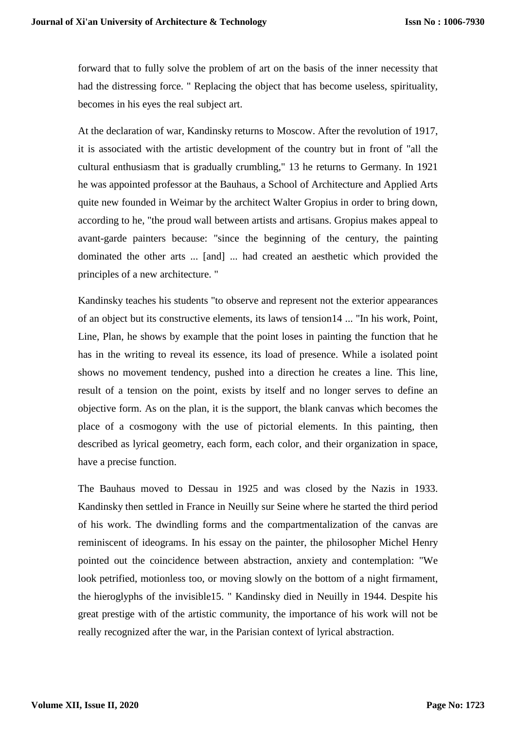forward that to fully solve the problem of art on the basis of the inner necessity that had the distressing force. " Replacing the object that has become useless, spirituality, becomes in his eyes the real subject art.

At the declaration of war, Kandinsky returns to Moscow. After the revolution of 1917, it is associated with the artistic development of the country but in front of "all the cultural enthusiasm that is gradually crumbling," 13 he returns to Germany. In 1921 he was appointed professor at the Bauhaus, a School of Architecture and Applied Arts quite new founded in Weimar by the architect Walter Gropius in order to bring down, according to he, "the proud wall between artists and artisans. Gropius makes appeal to avant-garde painters because: "since the beginning of the century, the painting dominated the other arts ... [and] ... had created an aesthetic which provided the principles of a new architecture. "

Kandinsky teaches his students "to observe and represent not the exterior appearances of an object but its constructive elements, its laws of tension14 ... "In his work, Point, Line, Plan, he shows by example that the point loses in painting the function that he has in the writing to reveal its essence, its load of presence. While a isolated point shows no movement tendency, pushed into a direction he creates a line. This line, result of a tension on the point, exists by itself and no longer serves to define an objective form. As on the plan, it is the support, the blank canvas which becomes the place of a cosmogony with the use of pictorial elements. In this painting, then described as lyrical geometry, each form, each color, and their organization in space, have a precise function.

The Bauhaus moved to Dessau in 1925 and was closed by the Nazis in 1933. Kandinsky then settled in France in Neuilly sur Seine where he started the third period of his work. The dwindling forms and the compartmentalization of the canvas are reminiscent of ideograms. In his essay on the painter, the philosopher Michel Henry pointed out the coincidence between abstraction, anxiety and contemplation: "We look petrified, motionless too, or moving slowly on the bottom of a night firmament, the hieroglyphs of the invisible15. " Kandinsky died in Neuilly in 1944. Despite his great prestige with of the artistic community, the importance of his work will not be really recognized after the war, in the Parisian context of lyrical abstraction.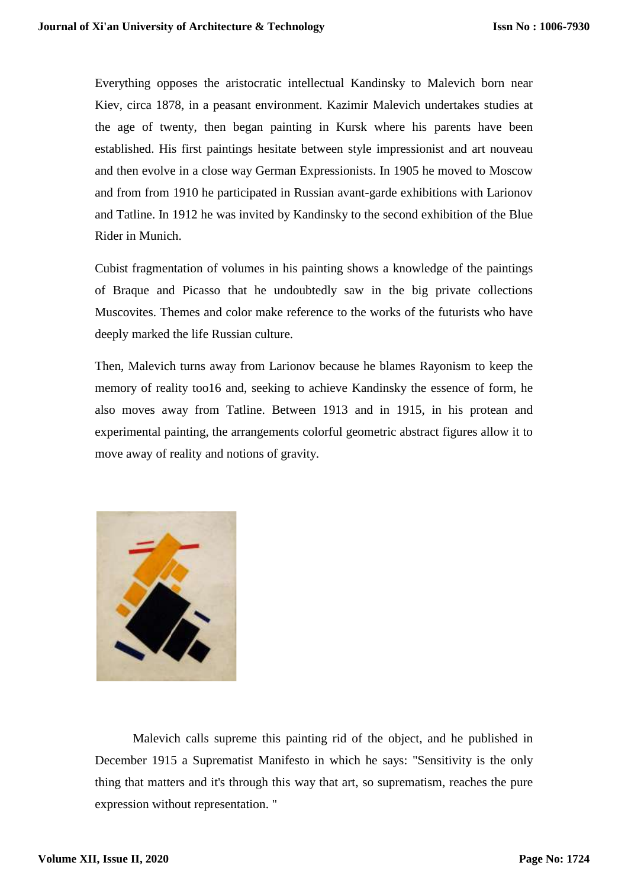Everything opposes the aristocratic intellectual Kandinsky to Malevich born near Kiev, circa 1878, in a peasant environment. Kazimir Malevich undertakes studies at the age of twenty, then began painting in Kursk where his parents have been established. His first paintings hesitate between style impressionist and art nouveau and then evolve in a close way German Expressionists. In 1905 he moved to Moscow and from from 1910 he participated in Russian avant-garde exhibitions with Larionov and Tatline. In 1912 he was invited by Kandinsky to the second exhibition of the Blue Rider in Munich.

Cubist fragmentation of volumes in his painting shows a knowledge of the paintings of Braque and Picasso that he undoubtedly saw in the big private collections Muscovites. Themes and color make reference to the works of the futurists who have deeply marked the life Russian culture.

Then, Malevich turns away from Larionov because he blames Rayonism to keep the memory of reality too16 and, seeking to achieve Kandinsky the essence of form, he also moves away from Tatline. Between 1913 and in 1915, in his protean and experimental painting, the arrangements colorful geometric abstract figures allow it to move away of reality and notions of gravity.

Malevich calls supreme this painting rid of the object, and he published in December 1915 a Suprematist Manifesto in which he says: "Sensitivity is the only thing that matters and it's through this way that art, so suprematism, reaches the pure expression without representation. "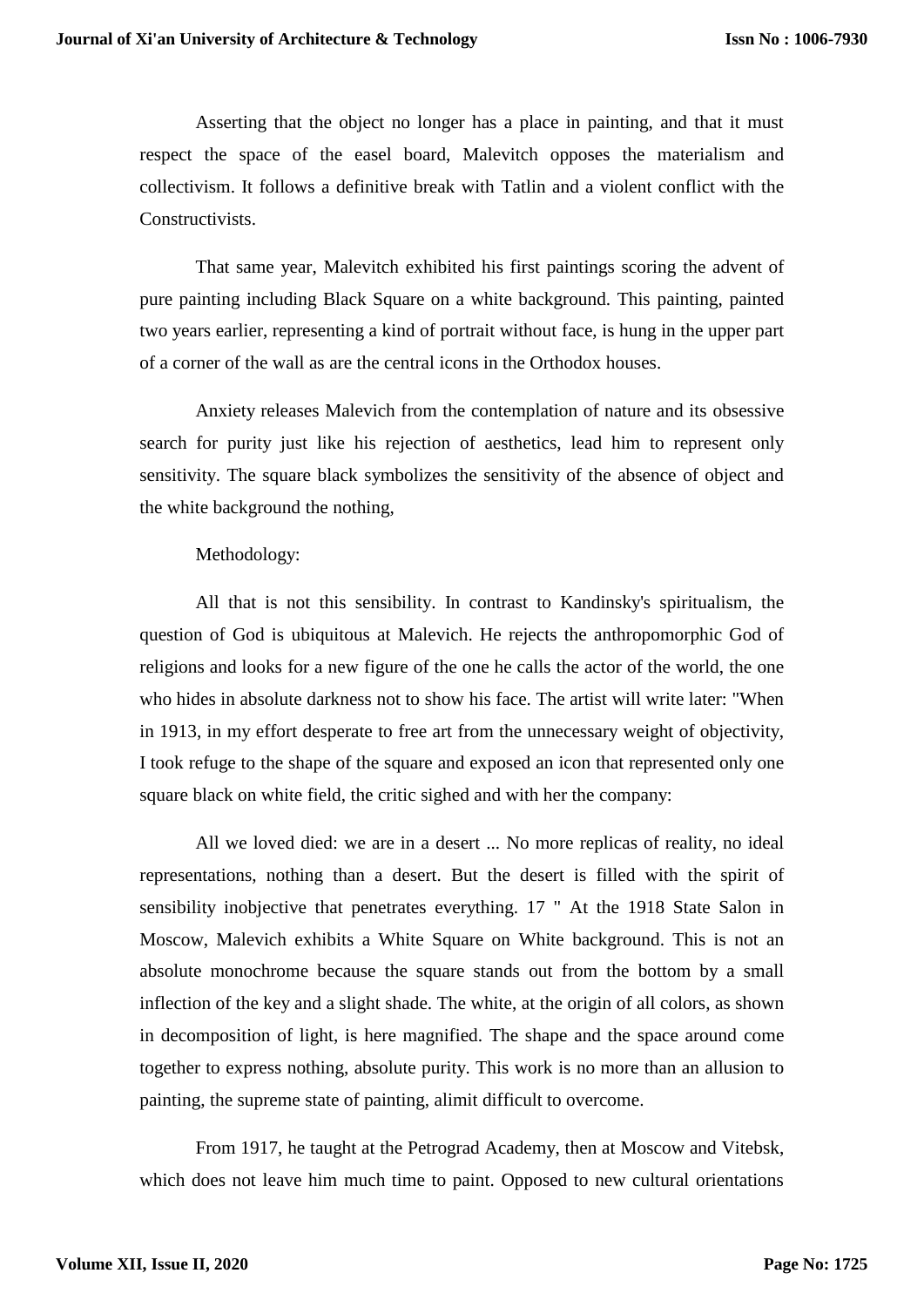Asserting that the object no longer has a place in painting, and that it must respect the space of the easel board, Malevitch opposes the materialism and collectivism. It follows a definitive break with Tatlin and a violent conflict with the Constructivists.

That same year, Malevitch exhibited his first paintings scoring the advent of pure painting including Black Square on a white background. This painting, painted two years earlier, representing a kind of portrait without face, is hung in the upper part of a corner of the wall as are the central icons in the Orthodox houses.

Anxiety releases Malevich from the contemplation of nature and its obsessive search for purity just like his rejection of aesthetics, lead him to represent only sensitivity. The square black symbolizes the sensitivity of the absence of object and the white background the nothing,

Methodology:

All that is not this sensibility. In contrast to Kandinsky's spiritualism, the question of God is ubiquitous at Malevich. He rejects the anthropomorphic God of religions and looks for a new figure of the one he calls the actor of the world, the one who hides in absolute darkness not to show his face. The artist will write later: "When in 1913, in my effort desperate to free art from the unnecessary weight of objectivity, I took refuge to the shape of the square and exposed an icon that represented only one square black on white field, the critic sighed and with her the company:

All we loved died: we are in a desert ... No more replicas of reality, no ideal representations, nothing than a desert. But the desert is filled with the spirit of sensibility inobjective that penetrates everything. 17 " At the 1918 State Salon in Moscow, Malevich exhibits a White Square on White background. This is not an absolute monochrome because the square stands out from the bottom by a small inflection of the key and a slight shade. The white, at the origin of all colors, as shown in decomposition of light, is here magnified. The shape and the space around come together to express nothing, absolute purity. This work is no more than an allusion to painting, the supreme state of painting, alimit difficult to overcome.

From 1917, he taught at the Petrograd Academy, then at Moscow and Vitebsk, which does not leave him much time to paint. Opposed to new cultural orientations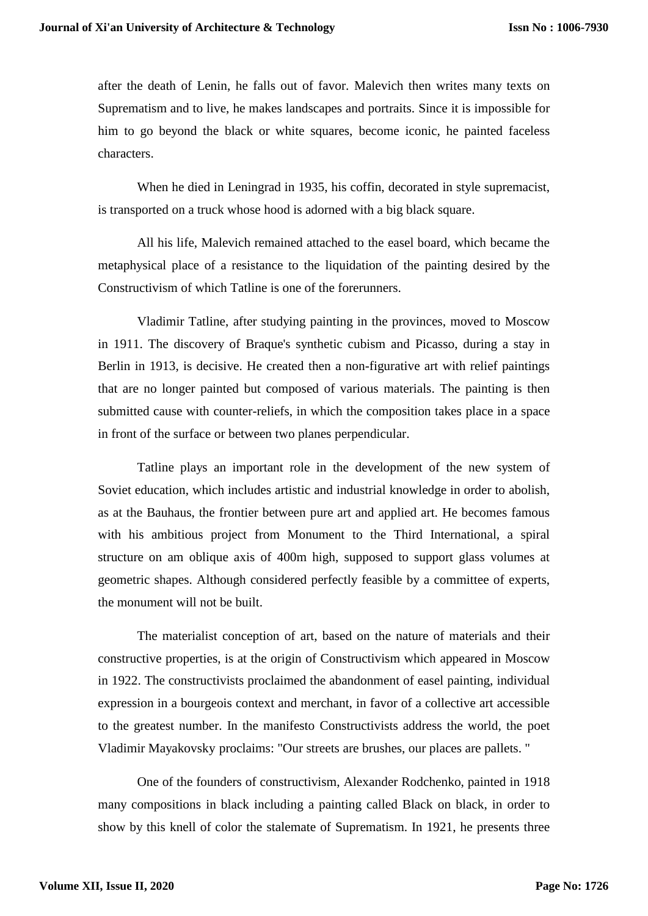after the death of Lenin, he falls out of favor. Malevich then writes many texts on Suprematism and to live, he makes landscapes and portraits. Since it is impossible for him to go beyond the black or white squares, become iconic, he painted faceless characters.

When he died in Leningrad in 1935, his coffin, decorated in style supremacist, is transported on a truck whose hood is adorned with a big black square.

All his life, Malevich remained attached to the easel board, which became the metaphysical place of a resistance to the liquidation of the painting desired by the Constructivism of which Tatline is one of the forerunners.

Vladimir Tatline, after studying painting in the provinces, moved to Moscow in 1911. The discovery of Braque's synthetic cubism and Picasso, during a stay in Berlin in 1913, is decisive. He created then a non-figurative art with relief paintings that are no longer painted but composed of various materials. The painting is then submitted cause with counter-reliefs, in which the composition takes place in a space in front of the surface or between two planes perpendicular.

Tatline plays an important role in the development of the new system of Soviet education, which includes artistic and industrial knowledge in order to abolish, as at the Bauhaus, the frontier between pure art and applied art. He becomes famous with his ambitious project from Monument to the Third International, a spiral structure on am oblique axis of 400m high, supposed to support glass volumes at geometric shapes. Although considered perfectly feasible by a committee of experts, the monument will not be built.

The materialist conception of art, based on the nature of materials and their constructive properties, is at the origin of Constructivism which appeared in Moscow in 1922. The constructivists proclaimed the abandonment of easel painting, individual expression in a bourgeois context and merchant, in favor of a collective art accessible to the greatest number. In the manifesto Constructivists address the world, the poet Vladimir Mayakovsky proclaims: "Our streets are brushes, our places are pallets. "

One of the founders of constructivism, Alexander Rodchenko, painted in 1918 many compositions in black including a painting called Black on black, in order to show by this knell of color the stalemate of Suprematism. In 1921, he presents three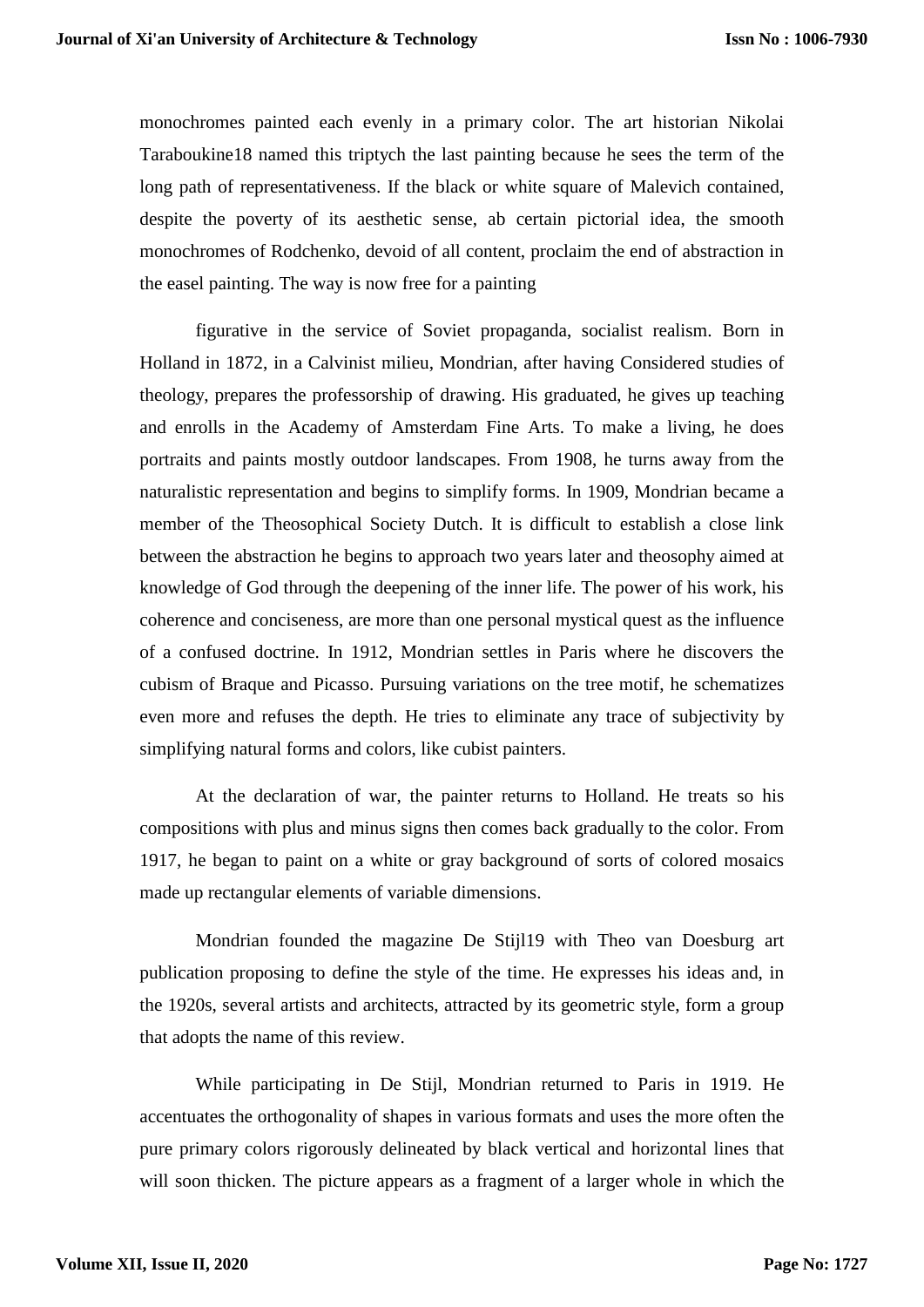monochromes painted each evenly in a primary color. The art historian Nikolai Taraboukine18 named this triptych the last painting because he sees the term of the long path of representativeness. If the black or white square of Malevich contained, despite the poverty of its aesthetic sense, ab certain pictorial idea, the smooth monochromes of Rodchenko, devoid of all content, proclaim the end of abstraction in the easel painting. The way is now free for a painting

figurative in the service of Soviet propaganda, socialist realism. Born in Holland in 1872, in a Calvinist milieu, Mondrian, after having Considered studies of theology, prepares the professorship of drawing. His graduated, he gives up teaching and enrolls in the Academy of Amsterdam Fine Arts. To make a living, he does portraits and paints mostly outdoor landscapes. From 1908, he turns away from the naturalistic representation and begins to simplify forms. In 1909, Mondrian became a member of the Theosophical Society Dutch. It is difficult to establish a close link between the abstraction he begins to approach two years later and theosophy aimed at knowledge of God through the deepening of the inner life. The power of his work, his coherence and conciseness, are more than one personal mystical quest as the influence of a confused doctrine. In 1912, Mondrian settles in Paris where he discovers the cubism of Braque and Picasso. Pursuing variations on the tree motif, he schematizes even more and refuses the depth. He tries to eliminate any trace of subjectivity by simplifying natural forms and colors, like cubist painters.

At the declaration of war, the painter returns to Holland. He treats so his compositions with plus and minus signs then comes back gradually to the color. From 1917, he began to paint on a white or gray background of sorts of colored mosaics made up rectangular elements of variable dimensions.

Mondrian founded the magazine De Stijl19 with Theo van Doesburg art publication proposing to define the style of the time. He expresses his ideas and, in the 1920s, several artists and architects, attracted by its geometric style, form a group that adopts the name of this review.

While participating in De Stijl, Mondrian returned to Paris in 1919. He accentuates the orthogonality of shapes in various formats and uses the more often the pure primary colors rigorously delineated by black vertical and horizontal lines that will soon thicken. The picture appears as a fragment of a larger whole in which the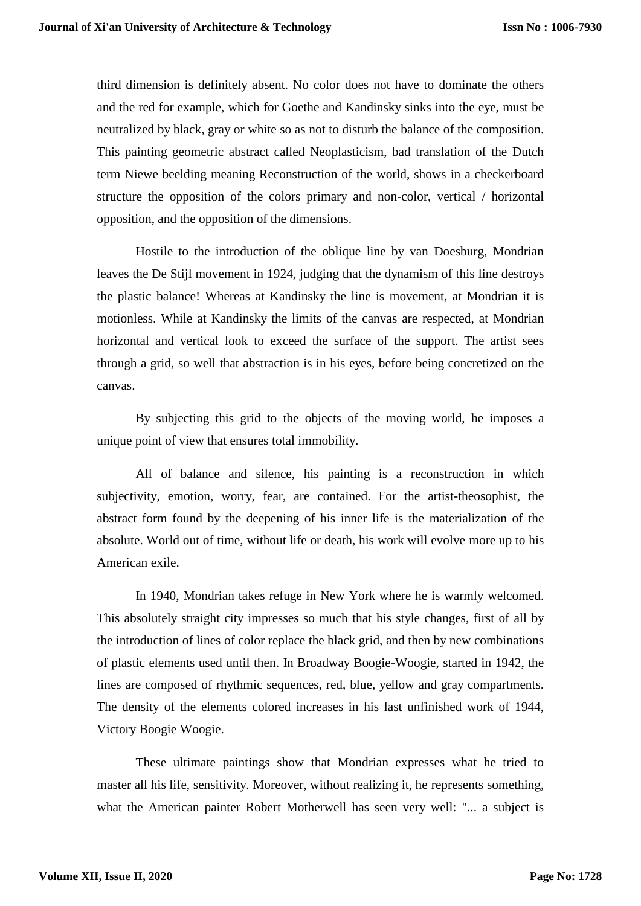third dimension is definitely absent. No color does not have to dominate the others and the red for example, which for Goethe and Kandinsky sinks into the eye, must be neutralized by black, gray or white so as not to disturb the balance of the composition. This painting geometric abstract called Neoplasticism, bad translation of the Dutch term Niewe beelding meaning Reconstruction of the world, shows in a checkerboard structure the opposition of the colors primary and non-color, vertical / horizontal opposition, and the opposition of the dimensions.

Hostile to the introduction of the oblique line by van Doesburg, Mondrian leaves the De Stijl movement in 1924, judging that the dynamism of this line destroys the plastic balance! Whereas at Kandinsky the line is movement, at Mondrian it is motionless. While at Kandinsky the limits of the canvas are respected, at Mondrian horizontal and vertical look to exceed the surface of the support. The artist sees through a grid, so well that abstraction is in his eyes, before being concretized on the canvas.

By subjecting this grid to the objects of the moving world, he imposes a unique point of view that ensures total immobility.

All of balance and silence, his painting is a reconstruction in which subjectivity, emotion, worry, fear, are contained. For the artist-theosophist, the abstract form found by the deepening of his inner life is the materialization of the absolute. World out of time, without life or death, his work will evolve more up to his American exile.

In 1940, Mondrian takes refuge in New York where he is warmly welcomed. This absolutely straight city impresses so much that his style changes, first of all by the introduction of lines of color replace the black grid, and then by new combinations of plastic elements used until then. In Broadway Boogie-Woogie, started in 1942, the lines are composed of rhythmic sequences, red, blue, yellow and gray compartments. The density of the elements colored increases in his last unfinished work of 1944, Victory Boogie Woogie.

These ultimate paintings show that Mondrian expresses what he tried to master all his life, sensitivity. Moreover, without realizing it, he represents something, what the American painter Robert Motherwell has seen very well: "... a subject is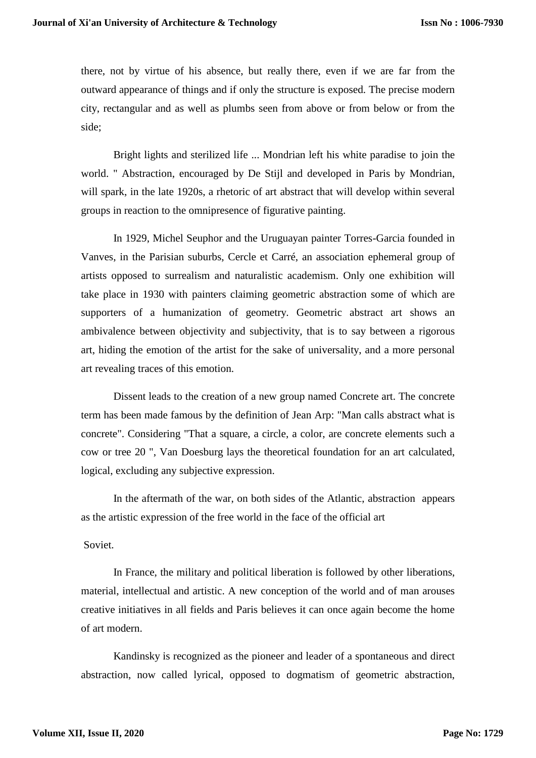there, not by virtue of his absence, but really there, even if we are far from the outward appearance of things and if only the structure is exposed. The precise modern city, rectangular and as well as plumbs seen from above or from below or from the side;

Bright lights and sterilized life ... Mondrian left his white paradise to join the world. " Abstraction, encouraged by De Stijl and developed in Paris by Mondrian, will spark, in the late 1920s, a rhetoric of art abstract that will develop within several groups in reaction to the omnipresence of figurative painting.

In 1929, Michel Seuphor and the Uruguayan painter Torres-Garcia founded in Vanves, in the Parisian suburbs, Cercle et Carré, an association ephemeral group of artists opposed to surrealism and naturalistic academism. Only one exhibition will take place in 1930 with painters claiming geometric abstraction some of which are supporters of a humanization of geometry. Geometric abstract art shows an ambivalence between objectivity and subjectivity, that is to say between a rigorous art, hiding the emotion of the artist for the sake of universality, and a more personal art revealing traces of this emotion.

Dissent leads to the creation of a new group named Concrete art. The concrete term has been made famous by the definition of Jean Arp: "Man calls abstract what is concrete". Considering "That a square, a circle, a color, are concrete elements such a cow or tree 20 ", Van Doesburg lays the theoretical foundation for an art calculated, logical, excluding any subjective expression.

In the aftermath of the war, on both sides of the Atlantic, abstraction appears as the artistic expression of the free world in the face of the official art

Soviet.

In France, the military and political liberation is followed by other liberations, material, intellectual and artistic. A new conception of the world and of man arouses creative initiatives in all fields and Paris believes it can once again become the home of art modern.

Kandinsky is recognized as the pioneer and leader of a spontaneous and direct abstraction, now called lyrical, opposed to dogmatism of geometric abstraction,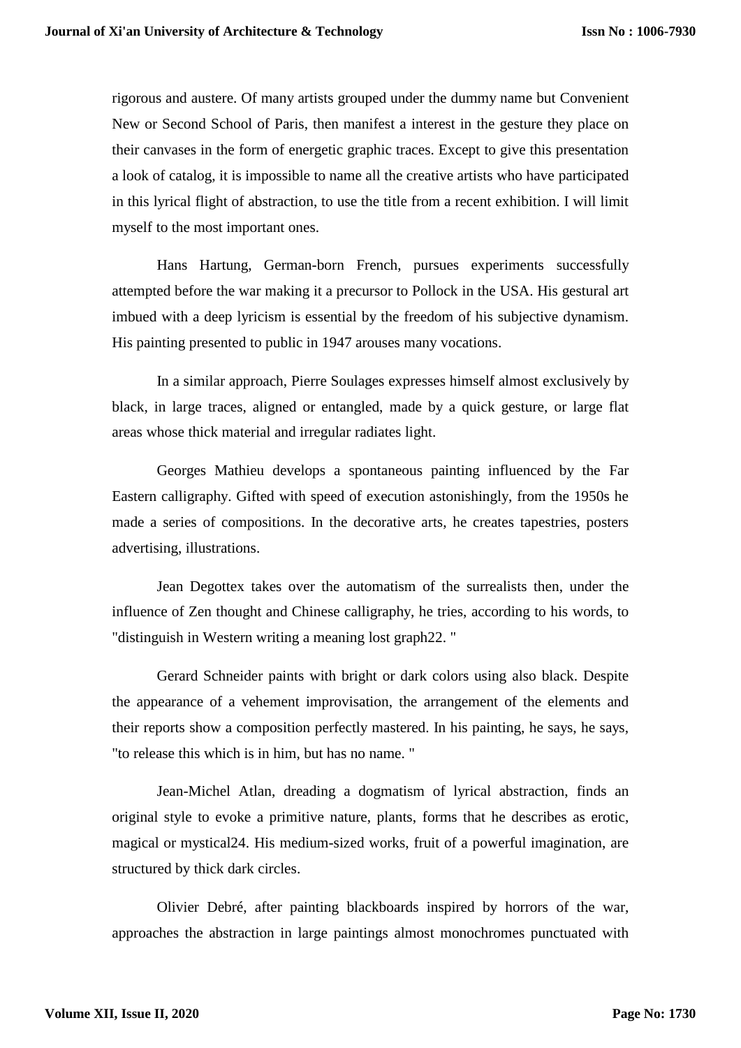rigorous and austere. Of many artists grouped under the dummy name but Convenient New or Second School of Paris, then manifest a interest in the gesture they place on their canvases in the form of energetic graphic traces. Except to give this presentation a look of catalog, it is impossible to name all the creative artists who have participated in this lyrical flight of abstraction, to use the title from a recent exhibition. I will limit myself to the most important ones.

Hans Hartung, German-born French, pursues experiments successfully attempted before the war making it a precursor to Pollock in the USA. His gestural art imbued with a deep lyricism is essential by the freedom of his subjective dynamism. His painting presented to public in 1947 arouses many vocations.

In a similar approach, Pierre Soulages expresses himself almost exclusively by black, in large traces, aligned or entangled, made by a quick gesture, or large flat areas whose thick material and irregular radiates light.

Georges Mathieu develops a spontaneous painting influenced by the Far Eastern calligraphy. Gifted with speed of execution astonishingly, from the 1950s he made a series of compositions. In the decorative arts, he creates tapestries, posters advertising, illustrations.

Jean Degottex takes over the automatism of the surrealists then, under the influence of Zen thought and Chinese calligraphy, he tries, according to his words, to "distinguish in Western writing a meaning lost graph22. "

Gerard Schneider paints with bright or dark colors using also black. Despite the appearance of a vehement improvisation, the arrangement of the elements and their reports show a composition perfectly mastered. In his painting, he says, he says, "to release this which is in him, but has no name. "

Jean-Michel Atlan, dreading a dogmatism of lyrical abstraction, finds an original style to evoke a primitive nature, plants, forms that he describes as erotic, magical or mystical24. His medium-sized works, fruit of a powerful imagination, are structured by thick dark circles.

Olivier Debré, after painting blackboards inspired by horrors of the war, approaches the abstraction in large paintings almost monochromes punctuated with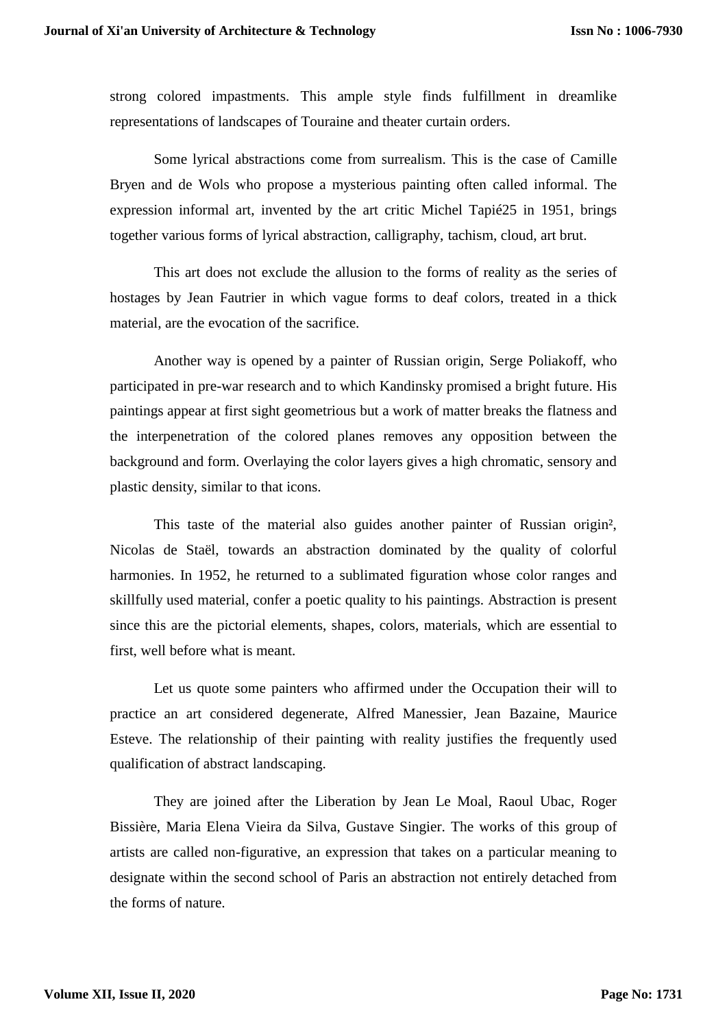strong colored impastments. This ample style finds fulfillment in dreamlike representations of landscapes of Touraine and theater curtain orders.

Some lyrical abstractions come from surrealism. This is the case of Camille Bryen and de Wols who propose a mysterious painting often called informal. The expression informal art, invented by the art critic Michel Tapié25 in 1951, brings together various forms of lyrical abstraction, calligraphy, tachism, cloud, art brut.

This art does not exclude the allusion to the forms of reality as the series of hostages by Jean Fautrier in which vague forms to deaf colors, treated in a thick material, are the evocation of the sacrifice.

Another way is opened by a painter of Russian origin, Serge Poliakoff, who participated in pre-war research and to which Kandinsky promised a bright future. His paintings appear at first sight geometrious but a work of matter breaks the flatness and the interpenetration of the colored planes removes any opposition between the background and form. Overlaying the color layers gives a high chromatic, sensory and plastic density, similar to that icons.

This taste of the material also guides another painter of Russian origin[2], Nicolas de Staël, towards an abstraction dominated by the quality of colorful harmonies. In 1952, he returned to a sublimated figuration whose color ranges and skillfully used material, confer a poetic quality to his paintings. Abstraction is present since this are the pictorial elements, shapes, colors, materials, which are essential to first, well before what is meant.

Let us quote some painters who affirmed under the Occupation their will to practice an art considered degenerate, Alfred Manessier, Jean Bazaine, Maurice Esteve. The relationship of their painting with reality justifies the frequently used qualification of abstract landscaping.

They are joined after the Liberation by Jean Le Moal, Raoul Ubac, Roger Bissière, Maria Elena Vieira da Silva, Gustave Singier. The works of this group of artists are called non-figurative, an expression that takes on a particular meaning to designate within the second school of Paris an abstraction not entirely detached from the forms of nature.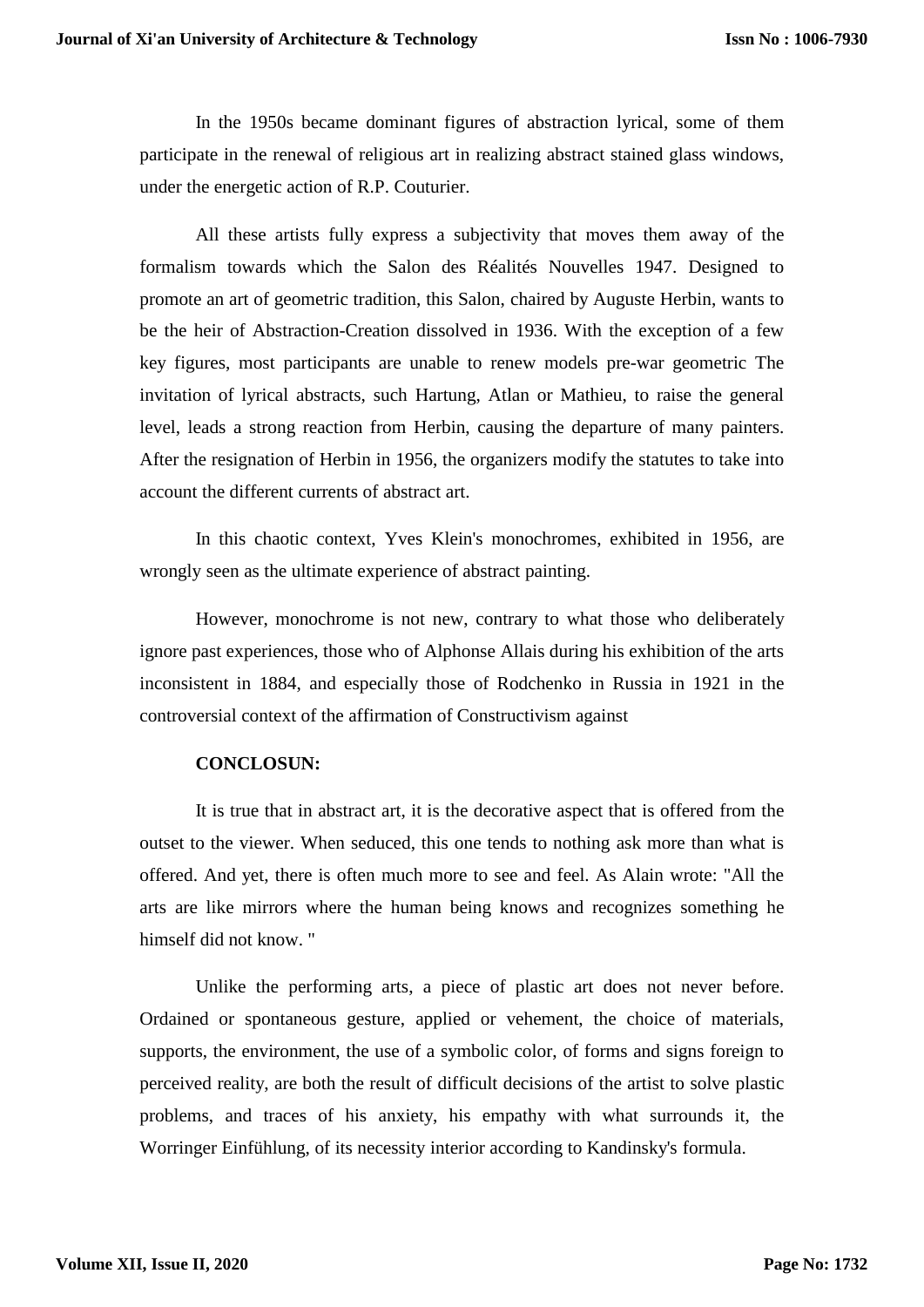In the 1950s became dominant figures of abstraction lyrical, some of them participate in the renewal of religious art in realizing abstract stained glass windows, under the energetic action of R.P. Couturier.

All these artists fully express a subjectivity that moves them away of the formalism towards which the Salon des Réalités Nouvelles 1947. Designed to promote an art of geometric tradition, this Salon, chaired by Auguste Herbin, wants to be the heir of Abstraction-Creation dissolved in 1936. With the exception of a few key figures, most participants are unable to renew models pre-war geometric The invitation of lyrical abstracts, such Hartung, Atlan or Mathieu, to raise the general level, leads a strong reaction from Herbin, causing the departure of many painters. After the resignation of Herbin in 1956, the organizers modify the statutes to take into account the different currents of abstract art.

In this chaotic context, Yves Klein's monochromes, exhibited in 1956, are wrongly seen as the ultimate experience of abstract painting.

However, monochrome is not new, contrary to what those who deliberately ignore past experiences, those who of Alphonse Allais during his exhibition of the arts inconsistent in 1884, and especially those of Rodchenko in Russia in 1921 in the controversial context of the affirmation of Constructivism against

**CONCLOSUN:**

It is true that in abstract art, it is the decorative aspect that is offered from the outset to the viewer. When seduced, this one tends to nothing ask more than what is offered. And yet, there is often much more to see and feel. As Alain wrote: "All the arts are like mirrors where the human being knows and recognizes something he himself did not know. "

Unlike the performing arts, a piece of plastic art does not never before. Ordained or spontaneous gesture, applied or vehement, the choice of materials, supports, the environment, the use of a symbolic color, of forms and signs foreign to perceived reality, are both the result of difficult decisions of the artist to solve plastic problems, and traces of his anxiety, his empathy with what surrounds it, the Worringer Einfühlung, of its necessity interior according to Kandinsky's formula.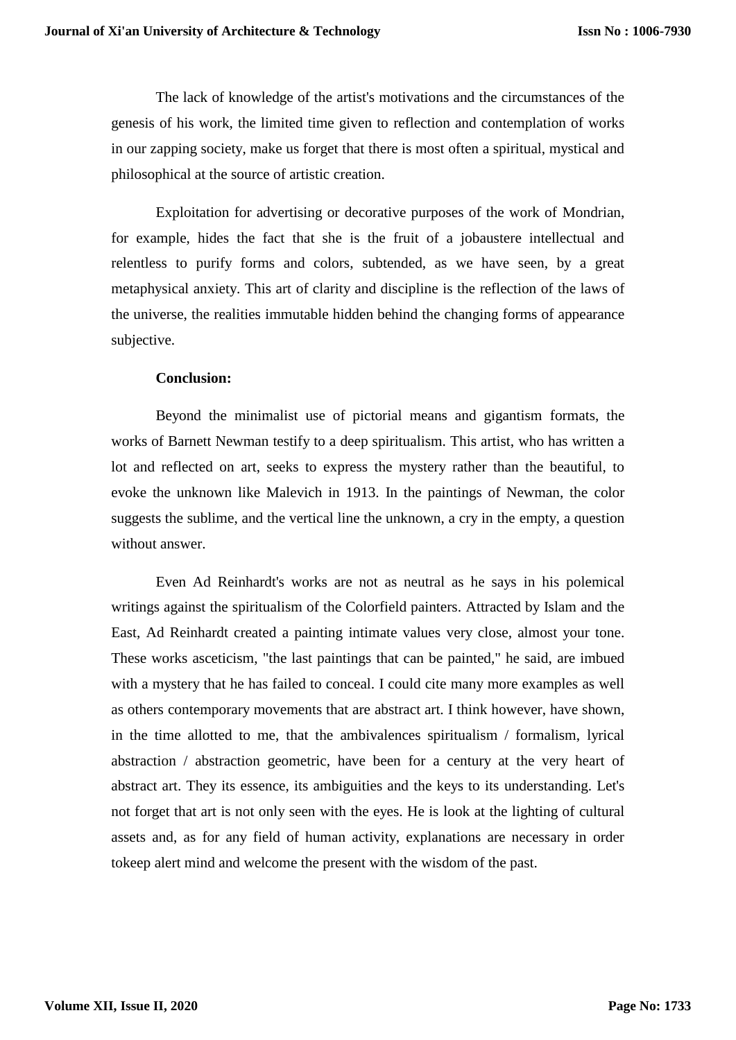The lack of knowledge of the artist's motivations and the circumstances of the genesis of his work, the limited time given to reflection and contemplation of works in our zapping society, make us forget that there is most often a spiritual, mystical and philosophical at the source of artistic creation.

Exploitation for advertising or decorative purposes of the work of Mondrian, for example, hides the fact that she is the fruit of a jobaustere intellectual and relentless to purify forms and colors, subtended, as we have seen, by a great metaphysical anxiety. This art of clarity and discipline is the reflection of the laws of the universe, the realities immutable hidden behind the changing forms of appearance subjective.

**Conclusion:**

Beyond the minimalist use of pictorial means and gigantism formats, the works of Barnett Newman testify to a deep spiritualism. This artist, who has written a lot and reflected on art, seeks to express the mystery rather than the beautiful, to evoke the unknown like Malevich in 1913. In the paintings of Newman, the color suggests the sublime, and the vertical line the unknown, a cry in the empty, a question without answer.

Even Ad Reinhardt's works are not as neutral as he says in his polemical writings against the spiritualism of the Colorfield painters. Attracted by Islam and the East, Ad Reinhardt created a painting intimate values very close, almost your tone. These works asceticism, "the last paintings that can be painted," he said, are imbued with a mystery that he has failed to conceal. I could cite many more examples as well as others contemporary movements that are abstract art. I think however, have shown, in the time allotted to me, that the ambivalences spiritualism / formalism, lyrical abstraction / abstraction geometric, have been for a century at the very heart of abstract art. They its essence, its ambiguities and the keys to its understanding. Let's not forget that art is not only seen with the eyes. He is look at the lighting of cultural assets and, as for any field of human activity, explanations are necessary in order tokeep alert mind and welcome the present with the wisdom of the past.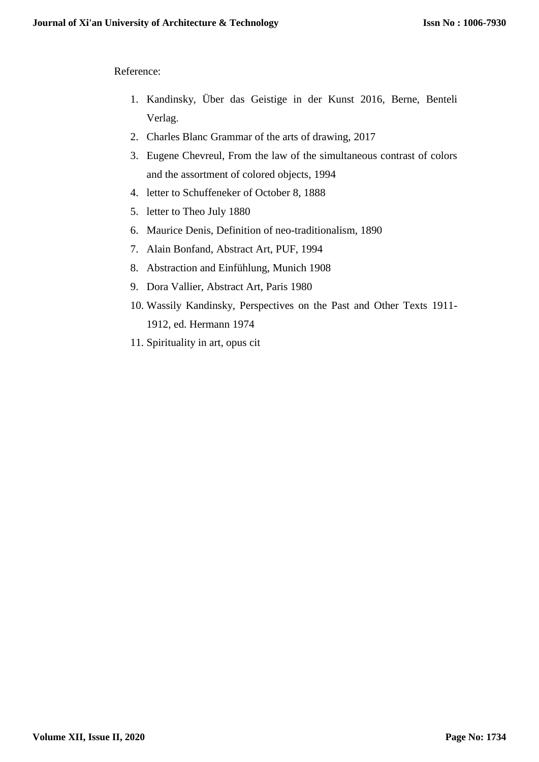Reference:

1. Kandinsky, Über das Geistige in der Kunst 2016, Berne, Benteli Verlag.
2. Charles Blanc Grammar of the arts of drawing, 2017
3. Eugene Chevreul, From the law of the simultaneous contrast of colors and the assortment of colored objects, 1994
4. letter to Schuffeneker of October 8, 1888
5. letter to Theo July 1880
6. Maurice Denis, Definition of neo-traditionalism, 1890
7. Alain Bonfand, Abstract Art, PUF, 1994
8. Abstraction and Einfühlung, Munich 1908
9. Dora Vallier, Abstract Art, Paris 1980
10. Wassily Kandinsky, Perspectives on the Past and Other Texts 1911-1912, ed. Hermann 1974
11. Spirituality in art, opus cit